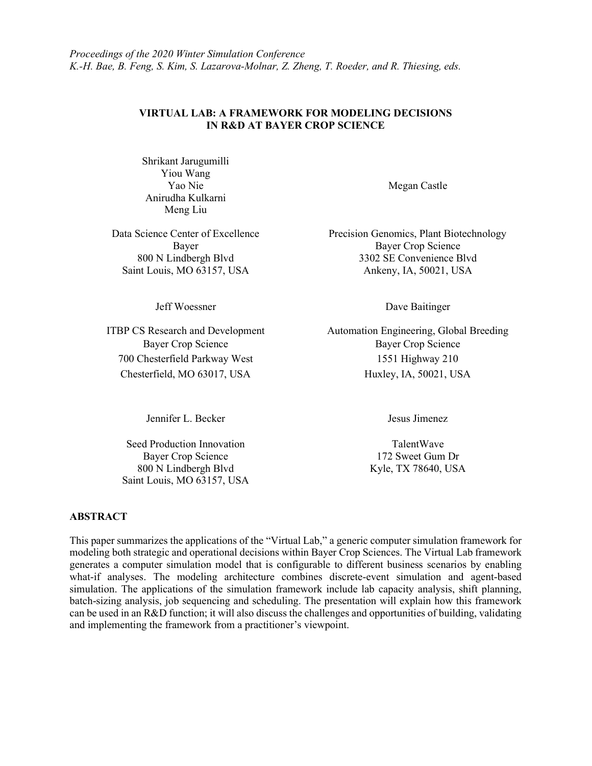*Proceedings of the 2020 Winter Simulation Conference*
*K.-H. Bae, B. Feng, S. Kim, S. Lazarova-Molnar, Z. Zheng, T. Roeder, and R. Thiesing, eds.*

# VIRTUAL LAB: A FRAMEWORK FOR MODELING DECISIONS IN R&D AT BAYER CROP SCIENCE

Shrikant Jarugumilli
Yiou Wang
Yao Nie
Anirudha Kulkarni
Meng Liu

Data Science Center of Excellence
Bayer
800 N Lindbergh Blvd
Saint Louis, MO 63157, USA

Megan Castle

Precision Genomics, Plant Biotechnology
Bayer Crop Science
3302 SE Convenience Blvd
Ankeny, IA, 50021, USA

Jeff Woessner

ITBP CS Research and Development
Bayer Crop Science
700 Chesterfield Parkway West
Chesterfield, MO 63017, USA

Dave Baitinger

Automation Engineering, Global Breeding
Bayer Crop Science
1551 Highway 210
Huxley, IA, 50021, USA

Jennifer L. Becker

Seed Production Innovation
Bayer Crop Science
800 N Lindbergh Blvd
Saint Louis, MO 63157, USA

Jesus Jimenez

TalentWave
172 Sweet Gum Dr
Kyle, TX 78640, USA

## ABSTRACT

This paper summarizes the applications of the "Virtual Lab," a generic computer simulation framework for modeling both strategic and operational decisions within Bayer Crop Sciences. The Virtual Lab framework generates a computer simulation model that is configurable to different business scenarios by enabling what-if analyses. The modeling architecture combines discrete-event simulation and agent-based simulation. The applications of the simulation framework include lab capacity analysis, shift planning, batch-sizing analysis, job sequencing and scheduling. The presentation will explain how this framework can be used in an R&D function; it will also discuss the challenges and opportunities of building, validating and implementing the framework from a practitioner's viewpoint.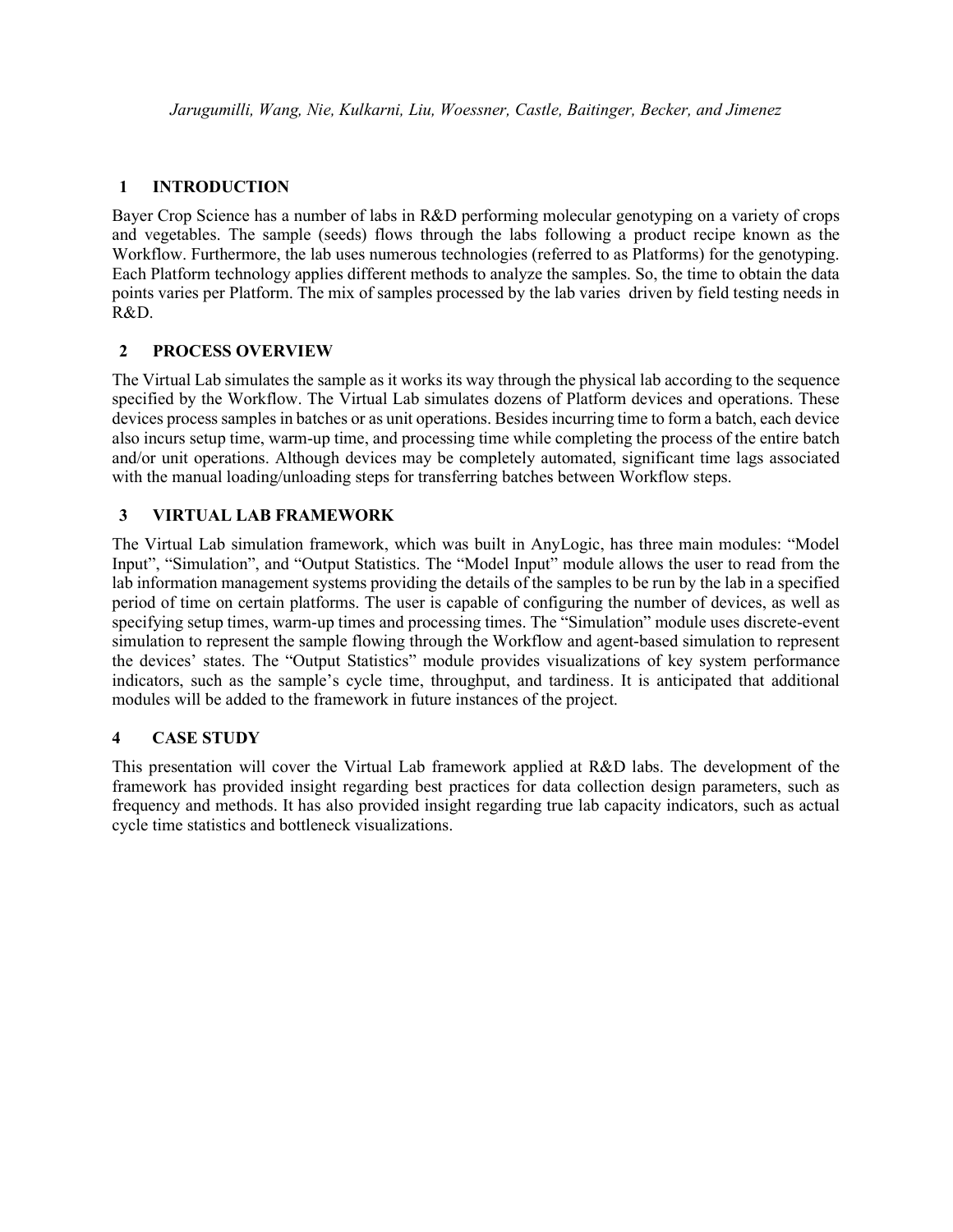## 1 INTRODUCTION

Bayer Crop Science has a number of labs in R&D performing molecular genotyping on a variety of crops and vegetables. The sample (seeds) flows through the labs following a product recipe known as the Workflow. Furthermore, the lab uses numerous technologies (referred to as Platforms) for the genotyping. Each Platform technology applies different methods to analyze the samples. So, the time to obtain the data points varies per Platform. The mix of samples processed by the lab varies driven by field testing needs in R&D.

## 2 PROCESS OVERVIEW

The Virtual Lab simulates the sample as it works its way through the physical lab according to the sequence specified by the Workflow. The Virtual Lab simulates dozens of Platform devices and operations. These devices process samples in batches or as unit operations. Besides incurring time to form a batch, each device also incurs setup time, warm-up time, and processing time while completing the process of the entire batch and/or unit operations. Although devices may be completely automated, significant time lags associated with the manual loading/unloading steps for transferring batches between Workflow steps.

## 3 VIRTUAL LAB FRAMEWORK

The Virtual Lab simulation framework, which was built in AnyLogic, has three main modules: "Model Input", "Simulation", and "Output Statistics. The "Model Input" module allows the user to read from the lab information management systems providing the details of the samples to be run by the lab in a specified period of time on certain platforms. The user is capable of configuring the number of devices, as well as specifying setup times, warm-up times and processing times. The "Simulation" module uses discrete-event simulation to represent the sample flowing through the Workflow and agent-based simulation to represent the devices' states. The "Output Statistics" module provides visualizations of key system performance indicators, such as the sample's cycle time, throughput, and tardiness. It is anticipated that additional modules will be added to the framework in future instances of the project.

## 4 CASE STUDY

This presentation will cover the Virtual Lab framework applied at R&D labs. The development of the framework has provided insight regarding best practices for data collection design parameters, such as frequency and methods. It has also provided insight regarding true lab capacity indicators, such as actual cycle time statistics and bottleneck visualizations.